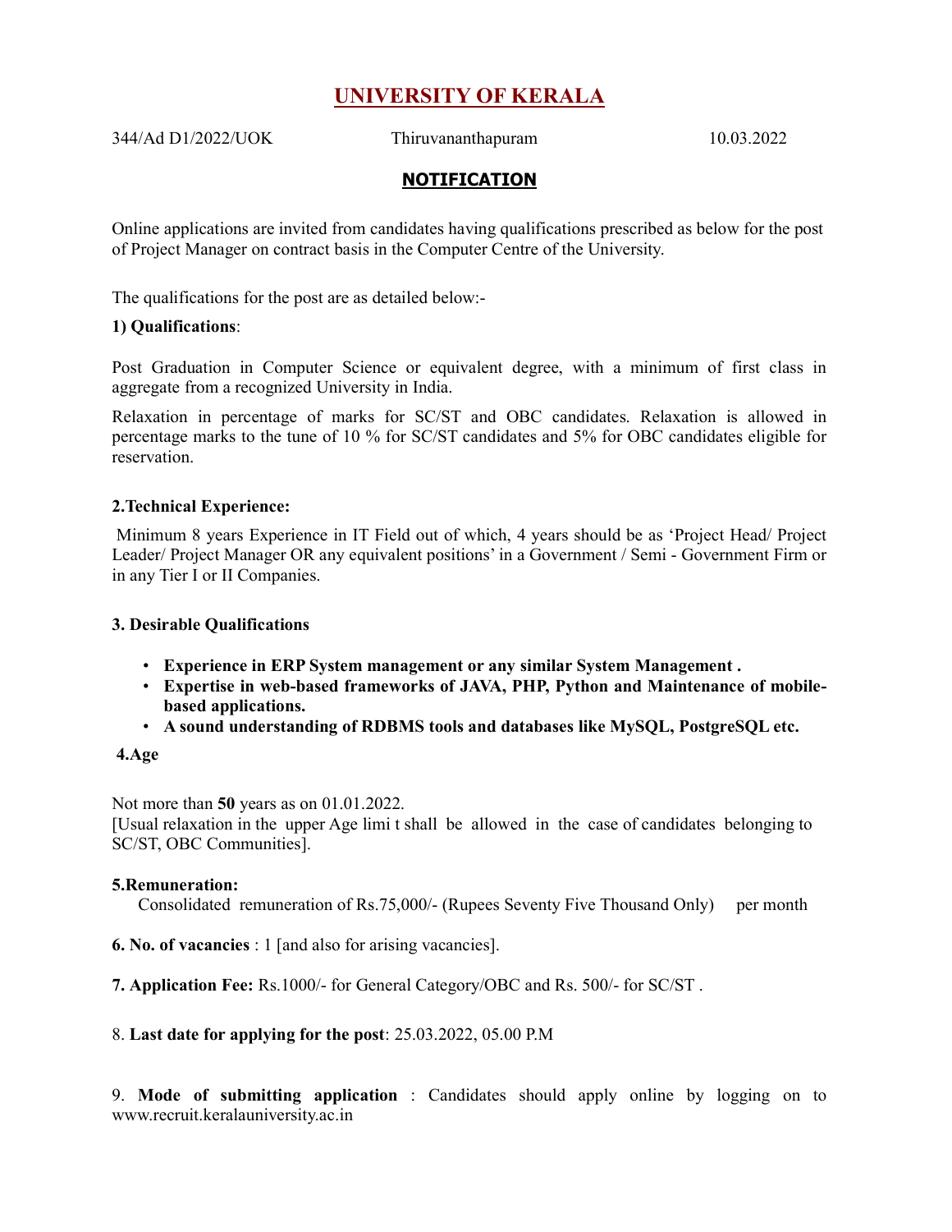# UNIVERSITY OF KERALA

344/Ad D1/2022/UOK Thiruvananthapuram 10.03.2022

## NOTIFICATION

Online applications are invited from candidates having qualifications prescribed as below for the post of Project Manager on contract basis in the Computer Centre of the University.

The qualifications for the post are as detailed below:-

**1) Qualifications**:

Post Graduation in Computer Science or equivalent degree, with a minimum of first class in aggregate from a recognized University in India.

Relaxation in percentage of marks for SC/ST and OBC candidates. Relaxation is allowed in percentage marks to the tune of 10 % for SC/ST candidates and 5% for OBC candidates eligible for reservation.

**2.Technical Experience:**

Minimum 8 years Experience in IT Field out of which, 4 years should be as 'Project Head/ Project Leader/ Project Manager OR any equivalent positions' in a Government / Semi - Government Firm or in any Tier I or II Companies.

**3. Desirable Qualifications**

- **Experience in ERP System management or any similar System Management .**
- **Expertise in web-based frameworks of JAVA, PHP, Python and Maintenance of mobile-based applications.**
- **A sound understanding of RDBMS tools and databases like MySQL, PostgreSQL etc.**

**4.Age**

Not more than **50** years as on 01.01.2022.
[Usual relaxation in the upper Age limi t shall be allowed in the case of candidates belonging to SC/ST, OBC Communities].

**5.Remuneration:**
Consolidated remuneration of Rs.75,000/- (Rupees Seventy Five Thousand Only) per month

**6. No. of vacancies** : 1 [and also for arising vacancies].

**7. Application Fee:** Rs.1000/- for General Category/OBC and Rs. 500/- for SC/ST .

8. **Last date for applying for the post**: 25.03.2022, 05.00 P.M

9. **Mode of submitting application** : Candidates should apply online by logging on to www.recruit.keralauniversity.ac.in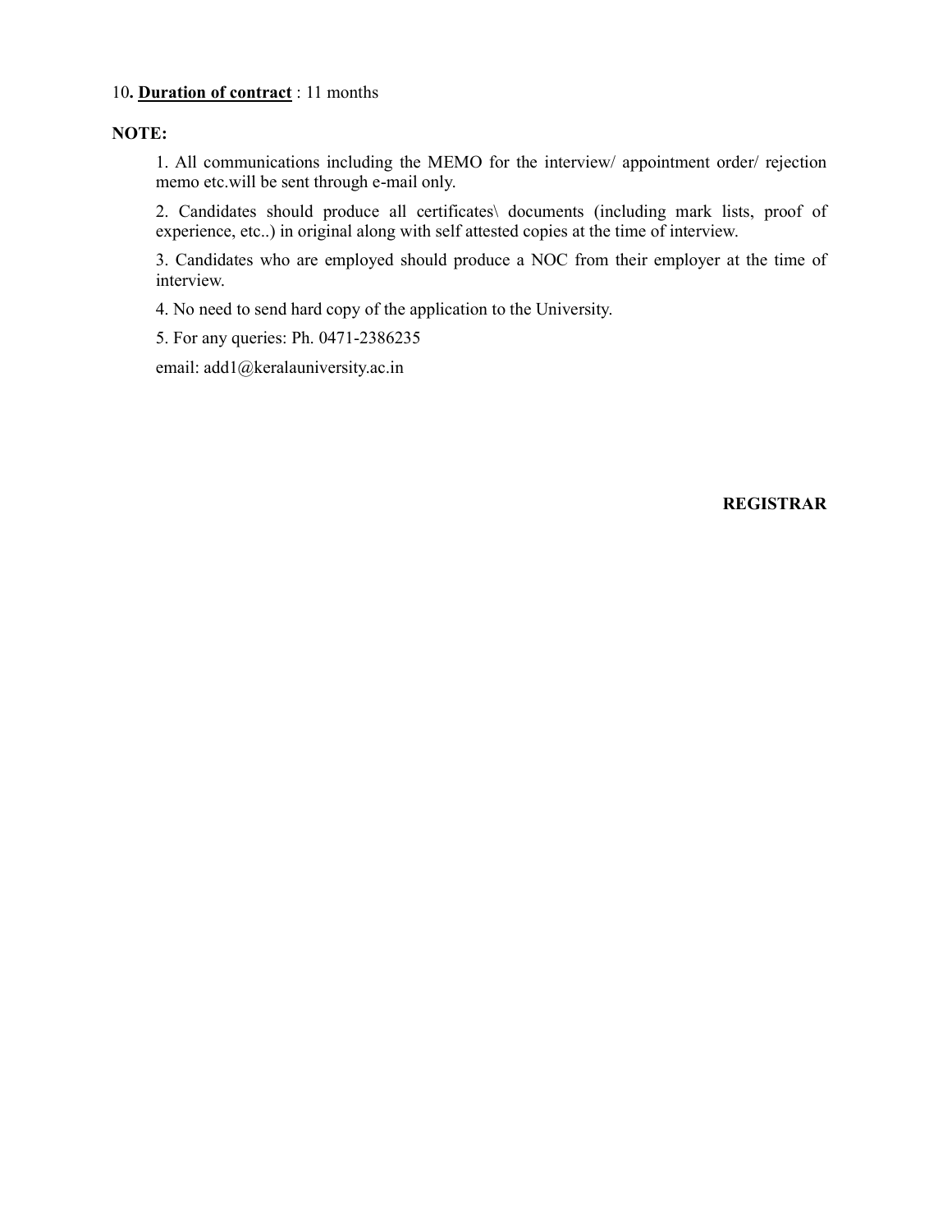10**. <u>Duration of contract</u>** : 11 months

**NOTE:**

1. All communications including the MEMO for the interview/ appointment order/ rejection memo etc.will be sent through e-mail only.

2. Candidates should produce all certificates\ documents (including mark lists, proof of experience, etc..) in original along with self attested copies at the time of interview.

3. Candidates who are employed should produce a NOC from their employer at the time of interview.

4. No need to send hard copy of the application to the University.

5. For any queries: Ph. 0471-2386235

email: add1@keralauniversity.ac.in

**REGISTRAR**